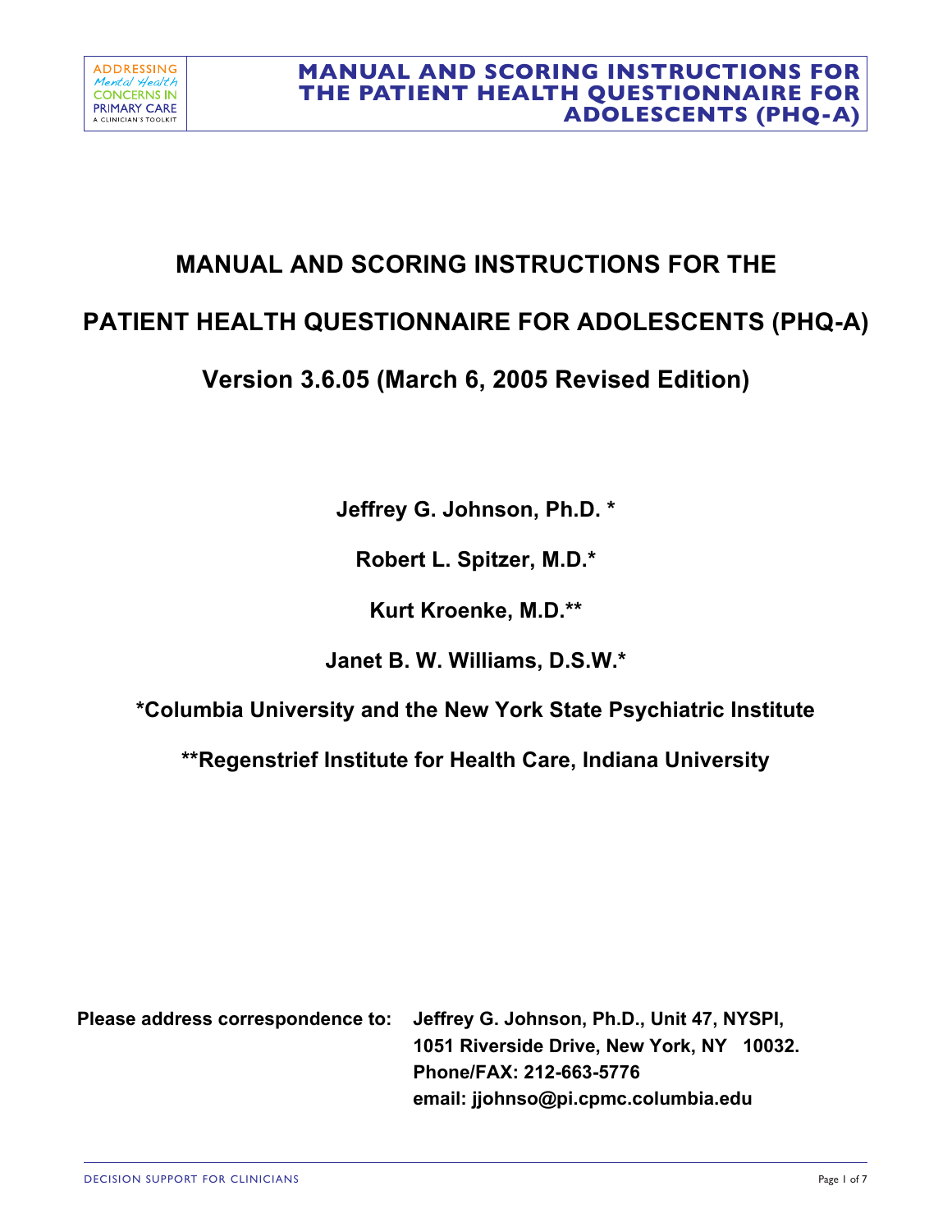# MANUAL AND SCORING INSTRUCTIONS FOR THE

# PATIENT HEALTH QUESTIONNAIRE FOR ADOLESCENTS (PHQ-A)

## Version 3.6.05 (March 6, 2005 Revised Edition)

**Jeffrey G. Johnson, Ph.D. ***

**Robert L. Spitzer, M.D.***

**Kurt Kroenke, M.D.****

**Janet B. W. Williams, D.S.W.***

***Columbia University and the New York State Psychiatric Institute**

****Regenstrief Institute for Health Care, Indiana University**

**Please address correspondence to:** **Jeffrey G. Johnson, Ph.D., Unit 47, NYSPI,**
**1051 Riverside Drive, New York, NY 10032.**
**Phone/FAX: 212-663-5776**
**email: jjohnso@pi.cpmc.columbia.edu**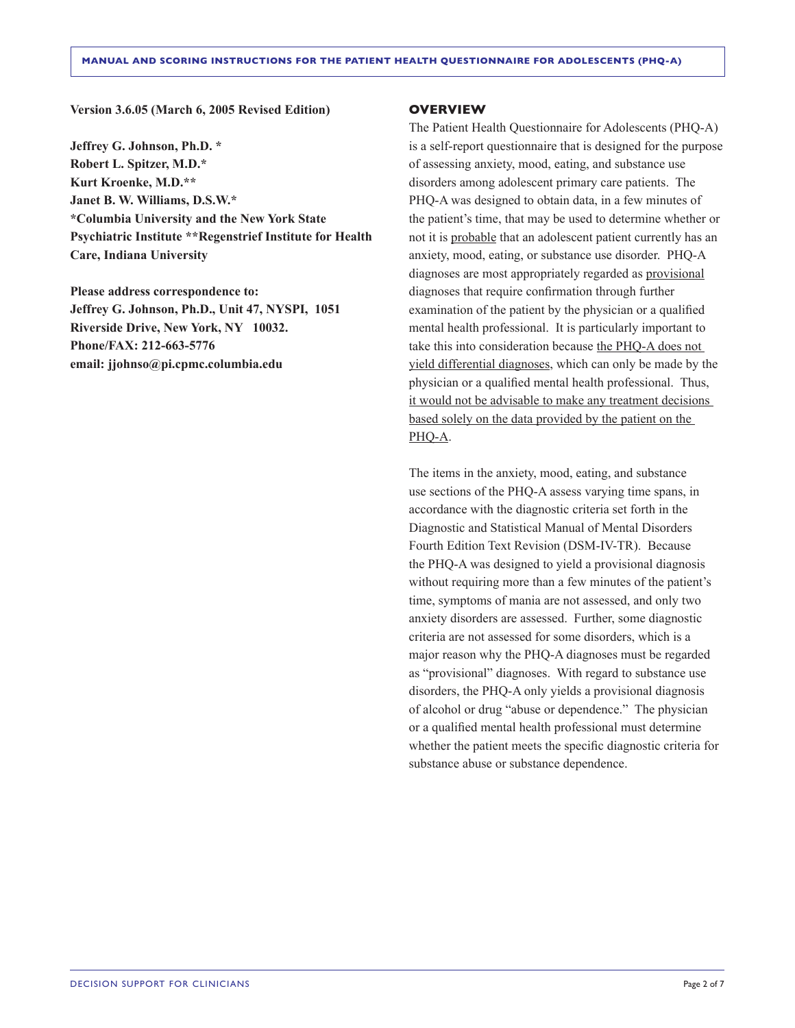**Version 3.6.05 (March 6, 2005 Revised Edition)**

**Jeffrey G. Johnson, Ph.D. ***
**Robert L. Spitzer, M.D.***
**Kurt Kroenke, M.D.****
**Janet B. W. Williams, D.S.W.***
**\*Columbia University and the New York State Psychiatric Institute \*\*Regenstrief Institute for Health Care, Indiana University**

**Please address correspondence to:**
**Jeffrey G. Johnson, Ph.D., Unit 47, NYSPI, 1051 Riverside Drive, New York, NY 10032.**
**Phone/FAX: 212-663-5776**
**email: jjohnso@pi.cpmc.columbia.edu**

## OVERVIEW

The Patient Health Questionnaire for Adolescents (PHQ-A) is a self-report questionnaire that is designed for the purpose of assessing anxiety, mood, eating, and substance use disorders among adolescent primary care patients. The PHQ-A was designed to obtain data, in a few minutes of the patient's time, that may be used to determine whether or not it is <u>probable</u> that an adolescent patient currently has an anxiety, mood, eating, or substance use disorder. PHQ-A diagnoses are most appropriately regarded as <u>provisional</u> diagnoses that require confirmation through further examination of the patient by the physician or a qualified mental health professional. It is particularly important to take this into consideration because <u>the PHQ-A does not yield differential diagnoses</u>, which can only be made by the physician or a qualified mental health professional. Thus, <u>it would not be advisable to make any treatment decisions based solely on the data provided by the patient on the PHQ-A</u>.

The items in the anxiety, mood, eating, and substance use sections of the PHQ-A assess varying time spans, in accordance with the diagnostic criteria set forth in the Diagnostic and Statistical Manual of Mental Disorders Fourth Edition Text Revision (DSM-IV-TR). Because the PHQ-A was designed to yield a provisional diagnosis without requiring more than a few minutes of the patient's time, symptoms of mania are not assessed, and only two anxiety disorders are assessed. Further, some diagnostic criteria are not assessed for some disorders, which is a major reason why the PHQ-A diagnoses must be regarded as "provisional" diagnoses. With regard to substance use disorders, the PHQ-A only yields a provisional diagnosis of alcohol or drug "abuse or dependence." The physician or a qualified mental health professional must determine whether the patient meets the specific diagnostic criteria for substance abuse or substance dependence.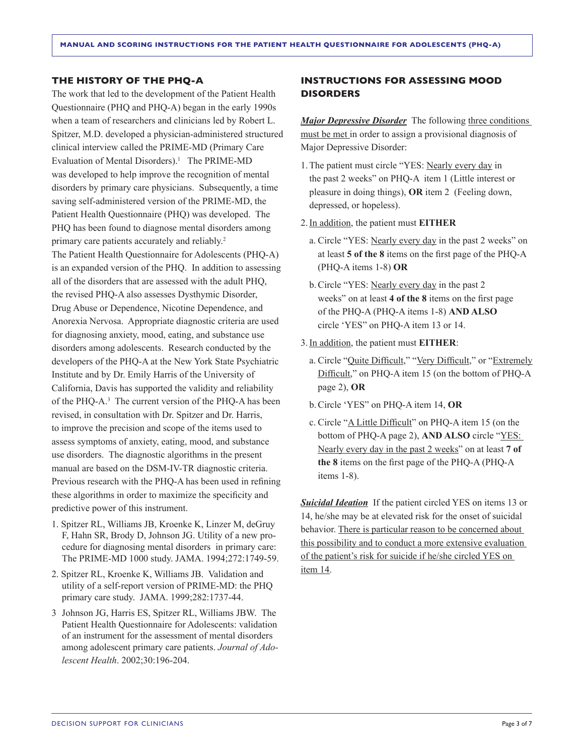## THE HISTORY OF THE PHQ-A

The work that led to the development of the Patient Health Questionnaire (PHQ and PHQ-A) began in the early 1990s when a team of researchers and clinicians led by Robert L. Spitzer, M.D. developed a physician-administered structured clinical interview called the PRIME-MD (Primary Care Evaluation of Mental Disorders).[1] The PRIME-MD was developed to help improve the recognition of mental disorders by primary care physicians. Subsequently, a time saving self-administered version of the PRIME-MD, the Patient Health Questionnaire (PHQ) was developed. The PHQ has been found to diagnose mental disorders among primary care patients accurately and reliably.[2]

The Patient Health Questionnaire for Adolescents (PHQ-A) is an expanded version of the PHQ. In addition to assessing all of the disorders that are assessed with the adult PHQ, the revised PHQ-A also assesses Dysthymic Disorder, Drug Abuse or Dependence, Nicotine Dependence, and Anorexia Nervosa. Appropriate diagnostic criteria are used for diagnosing anxiety, mood, eating, and substance use disorders among adolescents. Research conducted by the developers of the PHQ-A at the New York State Psychiatric Institute and by Dr. Emily Harris of the University of California, Davis has supported the validity and reliability of the PHQ-A.[3] The current version of the PHQ-A has been revised, in consultation with Dr. Spitzer and Dr. Harris, to improve the precision and scope of the items used to assess symptoms of anxiety, eating, mood, and substance use disorders. The diagnostic algorithms in the present manual are based on the DSM-IV-TR diagnostic criteria. Previous research with the PHQ-A has been used in refining these algorithms in order to maximize the specificity and predictive power of this instrument.

1. Spitzer RL, Williams JB, Kroenke K, Linzer M, deGruy F, Hahn SR, Brody D, Johnson JG. Utility of a new procedure for diagnosing mental disorders in primary care: The PRIME-MD 1000 study. JAMA. 1994;272:1749-59.
2. Spitzer RL, Kroenke K, Williams JB. Validation and utility of a self-report version of PRIME-MD: the PHQ primary care study. JAMA. 1999;282:1737-44.
3. Johnson JG, Harris ES, Spitzer RL, Williams JBW. The Patient Health Questionnaire for Adolescents: validation of an instrument for the assessment of mental disorders among adolescent primary care patients. *Journal of Adolescent Health*. 2002;30:196-204.

## INSTRUCTIONS FOR ASSESSING MOOD DISORDERS

***Major Depressive Disorder*** The following three conditions must be met in order to assign a provisional diagnosis of Major Depressive Disorder:

1. The patient must circle "YES: Nearly every day in the past 2 weeks" on PHQ-A item 1 (Little interest or pleasure in doing things), **OR** item 2 (Feeling down, depressed, or hopeless).
2. In addition, the patient must **EITHER**
   a. Circle "YES: Nearly every day in the past 2 weeks" on at least **5 of the 8** items on the first page of the PHQ-A (PHQ-A items 1-8) **OR**
   b. Circle "YES: Nearly every day in the past 2 weeks" on at least **4 of the 8** items on the first page of the PHQ-A (PHQ-A items 1-8) **AND ALSO** circle 'YES" on PHQ-A item 13 or 14.
3. In addition, the patient must **EITHER**:
   a. Circle "Quite Difficult," "Very Difficult," or "Extremely Difficult," on PHQ-A item 15 (on the bottom of PHQ-A page 2), **OR**
   b. Circle 'YES" on PHQ-A item 14, **OR**
   c. Circle "A Little Difficult" on PHQ-A item 15 (on the bottom of PHQ-A page 2), **AND ALSO** circle "YES: Nearly every day in the past 2 weeks" on at least **7 of the 8** items on the first page of the PHQ-A (PHQ-A items 1-8).

***Suicidal Ideation*** If the patient circled YES on items 13 or 14, he/she may be at elevated risk for the onset of suicidal behavior. There is particular reason to be concerned about this possibility and to conduct a more extensive evaluation of the patient's risk for suicide if he/she circled YES on item 14.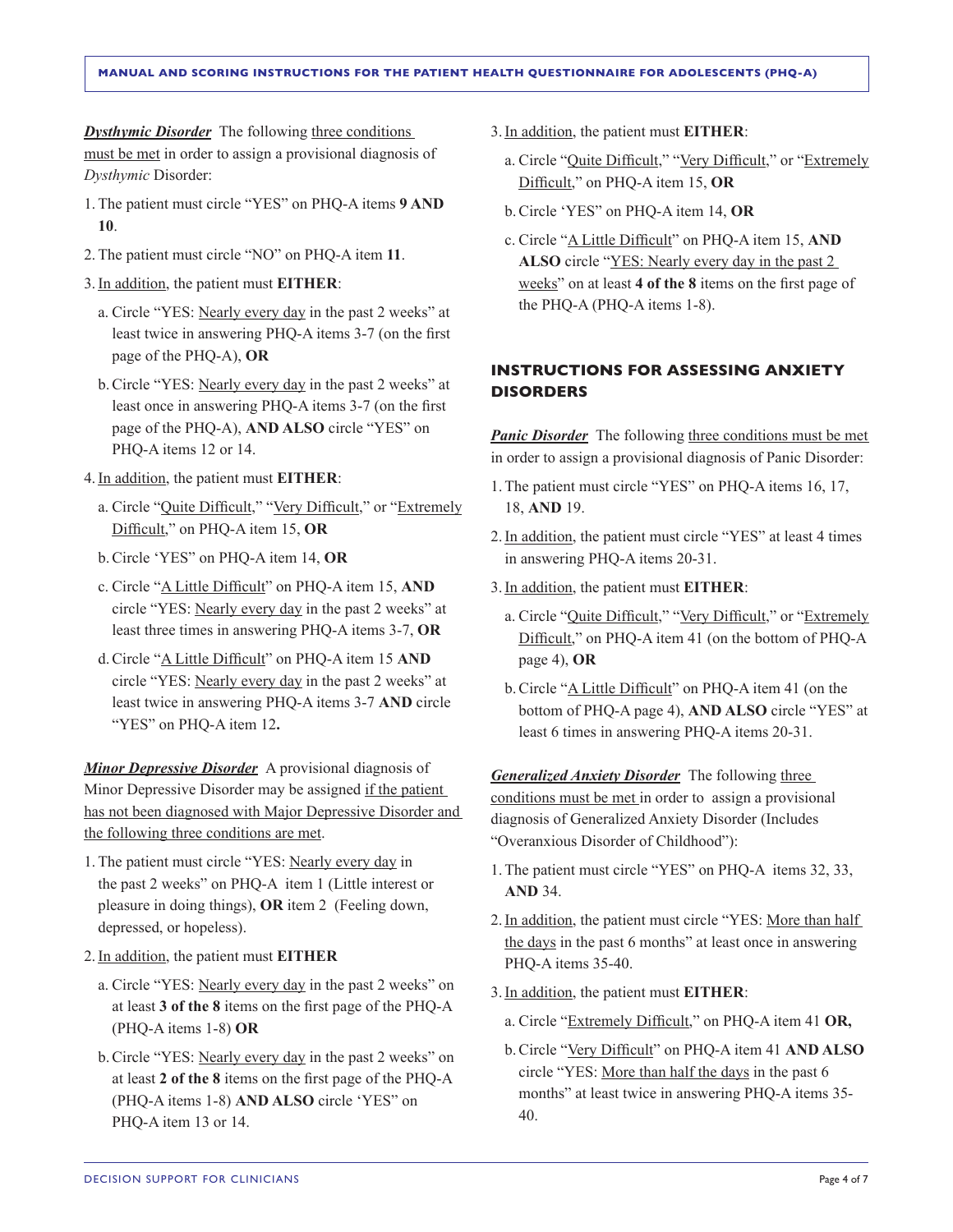***Dysthymic Disorder*** The following three conditions must be met in order to assign a provisional diagnosis of *Dysthymic* Disorder:

1. The patient must circle "YES" on PHQ-A items **9 AND 10**.
2. The patient must circle "NO" on PHQ-A item **11**.
3. In addition, the patient must **EITHER**:
   a. Circle "YES: Nearly every day in the past 2 weeks" at least twice in answering PHQ-A items 3-7 (on the first page of the PHQ-A), **OR**
   b. Circle "YES: Nearly every day in the past 2 weeks" at least once in answering PHQ-A items 3-7 (on the first page of the PHQ-A), **AND ALSO** circle "YES" on PHQ-A items 12 or 14.
4. In addition, the patient must **EITHER**:
   a. Circle "Quite Difficult," "Very Difficult," or "Extremely Difficult," on PHQ-A item 15, **OR**
   b. Circle 'YES" on PHQ-A item 14, **OR**
   c. Circle "A Little Difficult" on PHQ-A item 15, **AND** circle "YES: Nearly every day in the past 2 weeks" at least three times in answering PHQ-A items 3-7, **OR**
   d. Circle "A Little Difficult" on PHQ-A item 15 **AND** circle "YES: Nearly every day in the past 2 weeks" at least twice in answering PHQ-A items 3-7 **AND** circle "YES" on PHQ-A item 12**.**

***Minor Depressive Disorder*** A provisional diagnosis of Minor Depressive Disorder may be assigned if the patient has not been diagnosed with Major Depressive Disorder and the following three conditions are met.

1. The patient must circle "YES: Nearly every day in the past 2 weeks" on PHQ-A item 1 (Little interest or pleasure in doing things), **OR** item 2 (Feeling down, depressed, or hopeless).
2. In addition, the patient must **EITHER**
   a. Circle "YES: Nearly every day in the past 2 weeks" on at least **3 of the 8** items on the first page of the PHQ-A (PHQ-A items 1-8) **OR**
   b. Circle "YES: Nearly every day in the past 2 weeks" on at least **2 of the 8** items on the first page of the PHQ-A (PHQ-A items 1-8) **AND ALSO** circle 'YES" on PHQ-A item 13 or 14.
3. In addition, the patient must **EITHER**:
   a. Circle "Quite Difficult," "Very Difficult," or "Extremely Difficult," on PHQ-A item 15, **OR**
   b. Circle 'YES" on PHQ-A item 14, **OR**
   c. Circle "A Little Difficult" on PHQ-A item 15, **AND ALSO** circle "YES: Nearly every day in the past 2 weeks" on at least **4 of the 8** items on the first page of the PHQ-A (PHQ-A items 1-8).

## INSTRUCTIONS FOR ASSESSING ANXIETY DISORDERS

***Panic Disorder*** The following three conditions must be met in order to assign a provisional diagnosis of Panic Disorder:

1. The patient must circle "YES" on PHQ-A items 16, 17, 18, **AND** 19.
2. In addition, the patient must circle "YES" at least 4 times in answering PHQ-A items 20-31.
3. In addition, the patient must **EITHER**:
   a. Circle "Quite Difficult," "Very Difficult," or "Extremely Difficult," on PHQ-A item 41 (on the bottom of PHQ-A page 4), **OR**
   b. Circle "A Little Difficult" on PHQ-A item 41 (on the bottom of PHQ-A page 4), **AND ALSO** circle "YES" at least 6 times in answering PHQ-A items 20-31.

***Generalized Anxiety Disorder*** The following three conditions must be met in order to assign a provisional diagnosis of Generalized Anxiety Disorder (Includes "Overanxious Disorder of Childhood"):

1. The patient must circle "YES" on PHQ-A items 32, 33, **AND** 34.
2. In addition, the patient must circle "YES: More than half the days in the past 6 months" at least once in answering PHQ-A items 35-40.
3. In addition, the patient must **EITHER**:
   a. Circle "Extremely Difficult," on PHQ-A item 41 **OR,**
   b. Circle "Very Difficult" on PHQ-A item 41 **AND ALSO** circle "YES: More than half the days in the past 6 months" at least twice in answering PHQ-A items 35-40.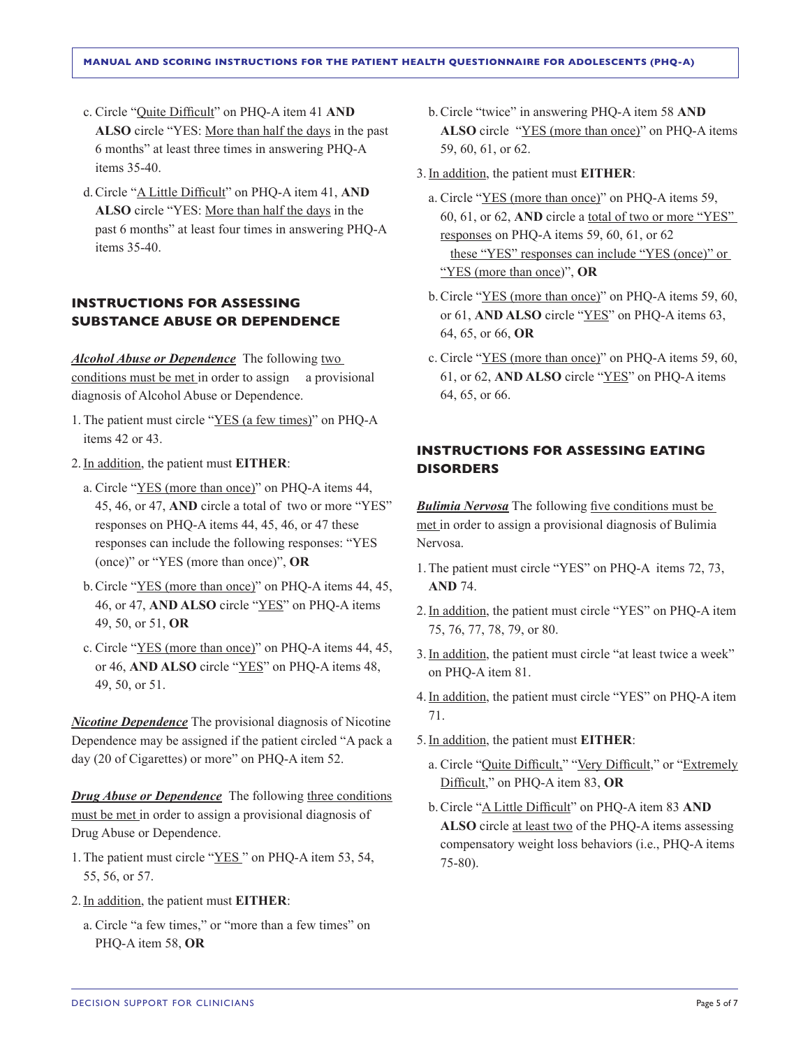c. Circle "Quite Difficult" on PHQ-A item 41 **AND ALSO** circle "YES: More than half the days in the past 6 months" at least three times in answering PHQ-A items 35-40.

d. Circle "A Little Difficult" on PHQ-A item 41, **AND ALSO** circle "YES: More than half the days in the past 6 months" at least four times in answering PHQ-A items 35-40.

## INSTRUCTIONS FOR ASSESSING SUBSTANCE ABUSE OR DEPENDENCE

***Alcohol Abuse or Dependence*** The following two conditions must be met in order to assign a provisional diagnosis of Alcohol Abuse or Dependence.

1. The patient must circle "YES (a few times)" on PHQ-A items 42 or 43.
2. In addition, the patient must **EITHER**:

   a. Circle "YES (more than once)" on PHQ-A items 44, 45, 46, or 47, **AND** circle a total of two or more "YES" responses on PHQ-A items 44, 45, 46, or 47 these responses can include the following responses: "YES (once)" or "YES (more than once)", **OR**

   b. Circle "YES (more than once)" on PHQ-A items 44, 45, 46, or 47, **AND ALSO** circle "YES" on PHQ-A items 49, 50, or 51, **OR**

   c. Circle "YES (more than once)" on PHQ-A items 44, 45, or 46, **AND ALSO** circle "YES" on PHQ-A items 48, 49, 50, or 51.

***Nicotine Dependence*** The provisional diagnosis of Nicotine Dependence may be assigned if the patient circled "A pack a day (20 of Cigarettes) or more" on PHQ-A item 52.

***Drug Abuse or Dependence*** The following three conditions must be met in order to assign a provisional diagnosis of Drug Abuse or Dependence.

1. The patient must circle "YES " on PHQ-A item 53, 54, 55, 56, or 57.
2. In addition, the patient must **EITHER**:

   a. Circle "a few times," or "more than a few times" on PHQ-A item 58, **OR**

   b. Circle "twice" in answering PHQ-A item 58 **AND ALSO** circle "YES (more than once)" on PHQ-A items 59, 60, 61, or 62.

3. In addition, the patient must **EITHER**:

   a. Circle "YES (more than once)" on PHQ-A items 59, 60, 61, or 62, **AND** circle a total of two or more "YES" responses on PHQ-A items 59, 60, 61, or 62 these "YES" responses can include "YES (once)" or "YES (more than once)", **OR**

   b. Circle "YES (more than once)" on PHQ-A items 59, 60, or 61, **AND ALSO** circle "YES" on PHQ-A items 63, 64, 65, or 66, **OR**

   c. Circle "YES (more than once)" on PHQ-A items 59, 60, 61, or 62, **AND ALSO** circle "YES" on PHQ-A items 64, 65, or 66.

## INSTRUCTIONS FOR ASSESSING EATING DISORDERS

***Bulimia Nervosa*** The following five conditions must be met in order to assign a provisional diagnosis of Bulimia Nervosa.

1. The patient must circle "YES" on PHQ-A items 72, 73, **AND** 74.
2. In addition, the patient must circle "YES" on PHQ-A item 75, 76, 77, 78, 79, or 80.
3. In addition, the patient must circle "at least twice a week" on PHQ-A item 81.
4. In addition, the patient must circle "YES" on PHQ-A item 71.
5. In addition, the patient must **EITHER**:

   a. Circle "Quite Difficult," "Very Difficult," or "Extremely Difficult," on PHQ-A item 83, **OR**

   b. Circle "A Little Difficult" on PHQ-A item 83 **AND ALSO** circle at least two of the PHQ-A items assessing compensatory weight loss behaviors (i.e., PHQ-A items 75-80).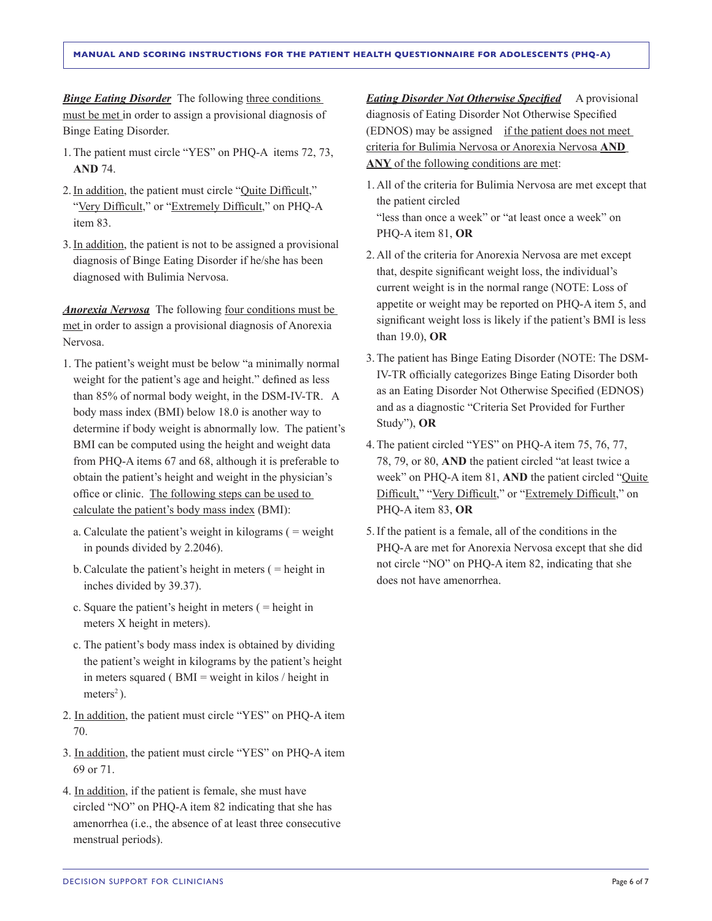***Binge Eating Disorder*** The following three conditions must be met in order to assign a provisional diagnosis of Binge Eating Disorder.

1. The patient must circle "YES" on PHQ-A items 72, 73, **AND** 74.
2. In addition, the patient must circle "Quite Difficult," "Very Difficult," or "Extremely Difficult," on PHQ-A item 83.
3. In addition, the patient is not to be assigned a provisional diagnosis of Binge Eating Disorder if he/she has been diagnosed with Bulimia Nervosa.

***Anorexia Nervosa*** The following four conditions must be met in order to assign a provisional diagnosis of Anorexia Nervosa.

1. The patient's weight must be below "a minimally normal weight for the patient's age and height." defined as less than 85% of normal body weight, in the DSM-IV-TR. A body mass index (BMI) below 18.0 is another way to determine if body weight is abnormally low. The patient's BMI can be computed using the height and weight data from PHQ-A items 67 and 68, although it is preferable to obtain the patient's height and weight in the physician's office or clinic. The following steps can be used to calculate the patient's body mass index (BMI):
   a. Calculate the patient's weight in kilograms ( = weight in pounds divided by 2.2046).
   b. Calculate the patient's height in meters ( = height in inches divided by 39.37).
   c. Square the patient's height in meters ( = height in meters X height in meters).
   c. The patient's body mass index is obtained by dividing the patient's weight in kilograms by the patient's height in meters squared ( BMI = weight in kilos / height in meters$^2$ ).
2. In addition, the patient must circle "YES" on PHQ-A item 70.
3. In addition, the patient must circle "YES" on PHQ-A item 69 or 71.
4. In addition, if the patient is female, she must have circled "NO" on PHQ-A item 82 indicating that she has amenorrhea (i.e., the absence of at least three consecutive menstrual periods).

***Eating Disorder Not Otherwise Specified*** A provisional diagnosis of Eating Disorder Not Otherwise Specified (EDNOS) may be assigned if the patient does not meet criteria for Bulimia Nervosa or Anorexia Nervosa **AND ANY** of the following conditions are met:

1. All of the criteria for Bulimia Nervosa are met except that the patient circled "less than once a week" or "at least once a week" on PHQ-A item 81, **OR**
2. All of the criteria for Anorexia Nervosa are met except that, despite significant weight loss, the individual's current weight is in the normal range (NOTE: Loss of appetite or weight may be reported on PHQ-A item 5, and significant weight loss is likely if the patient's BMI is less than 19.0), **OR**
3. The patient has Binge Eating Disorder (NOTE: The DSM-IV-TR officially categorizes Binge Eating Disorder both as an Eating Disorder Not Otherwise Specified (EDNOS) and as a diagnostic "Criteria Set Provided for Further Study"), **OR**
4. The patient circled "YES" on PHQ-A item 75, 76, 77, 78, 79, or 80, **AND** the patient circled "at least twice a week" on PHQ-A item 81, **AND** the patient circled "Quite Difficult," "Very Difficult," or "Extremely Difficult," on PHQ-A item 83, **OR**
5. If the patient is a female, all of the conditions in the PHQ-A are met for Anorexia Nervosa except that she did not circle "NO" on PHQ-A item 82, indicating that she does not have amenorrhea.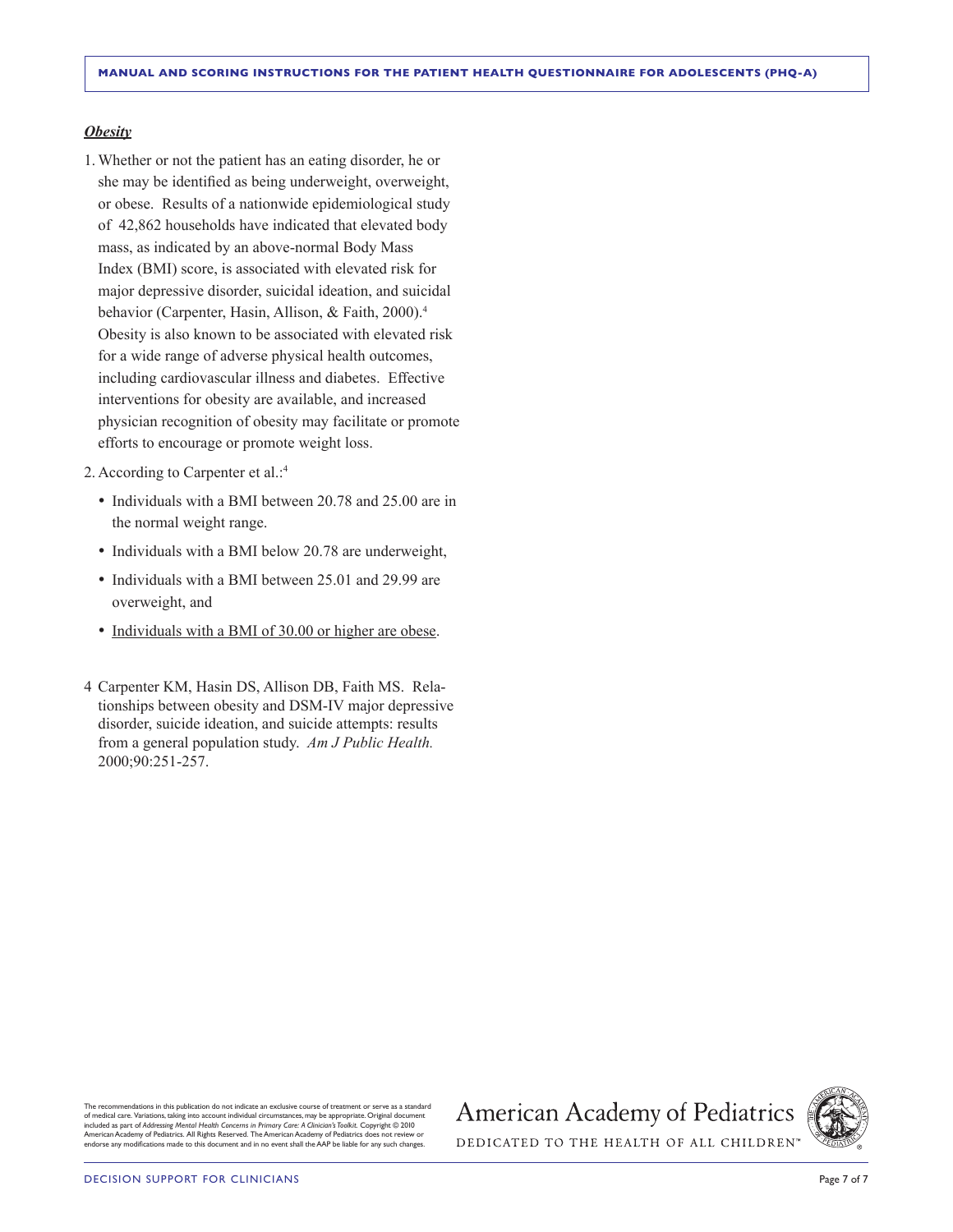***Obesity***

1. Whether or not the patient has an eating disorder, he or she may be identified as being underweight, overweight, or obese. Results of a nationwide epidemiological study of 42,862 households have indicated that elevated body mass, as indicated by an above-normal Body Mass Index (BMI) score, is associated with elevated risk for major depressive disorder, suicidal ideation, and suicidal behavior (Carpenter, Hasin, Allison, & Faith, 2000).[4] Obesity is also known to be associated with elevated risk for a wide range of adverse physical health outcomes, including cardiovascular illness and diabetes. Effective interventions for obesity are available, and increased physician recognition of obesity may facilitate or promote efforts to encourage or promote weight loss.

2. According to Carpenter et al.:[4]
   - Individuals with a BMI between 20.78 and 25.00 are in the normal weight range.
   - Individuals with a BMI below 20.78 are underweight,
   - Individuals with a BMI between 25.01 and 29.99 are overweight, and
   - <u>Individuals with a BMI of 30.00 or higher are obese</u>.

4 Carpenter KM, Hasin DS, Allison DB, Faith MS. Relationships between obesity and DSM-IV major depressive disorder, suicide ideation, and suicide attempts: results from a general population study. *Am J Public Health.* 2000;90:251-257.

The recommendations in this publication do not indicate an exclusive course of treatment or serve as a standard of medical care. Variations, taking into account individual circumstances, may be appropriate. Original document included as part of *Addressing Mental Health Concerns in Primary Care: A Clinician's Toolkit.* Copyright © 2010 American Academy of Pediatrics. All Rights Reserved. The American Academy of Pediatrics does not review or endorse any modifications made to this document and in no event shall the AAP be liable for any such changes.

American Academy of Pediatrics

DEDICATED TO THE HEALTH OF ALL CHILDREN™